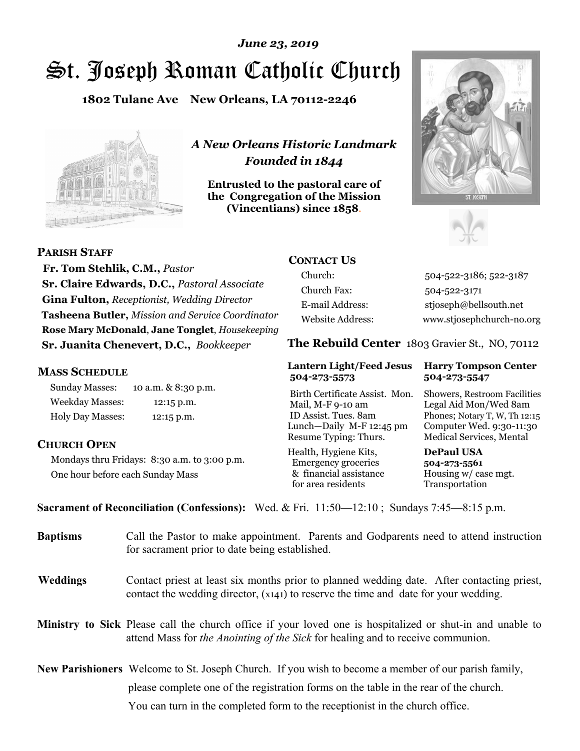*June 23, 2019*

# St. Joseph Roman Catholic Church

**1802 Tulane Ave New Orleans, LA 70112-2246**

*A New Orleans Historic Landmark*
*Founded in 1844*

**Entrusted to the pastoral care of the Congregation of the Mission (Vincentians) since 1858.**

## PARISH STAFF

**Fr. Tom Stehlik, C.M.,** *Pastor*
**Sr. Claire Edwards, D.C.,** *Pastoral Associate*
**Gina Fulton,** *Receptionist, Wedding Director*
**Tasheena Butler,** *Mission and Service Coordinator*
**Rose Mary McDonald**, **Jane Tonglet**, *Housekeeping*
**Sr. Juanita Chenevert, D.C.,** *Bookkeeper*

## MASS SCHEDULE

| | |
|---|---|
| Sunday Masses: | 10 a.m. & 8:30 p.m. |
| Weekday Masses: | 12:15 p.m. |
| Holy Day Masses: | 12:15 p.m. |

## CHURCH OPEN

Mondays thru Fridays: 8:30 a.m. to 3:00 p.m.
One hour before each Sunday Mass

## CONTACT US

| | |
|---|---|
| Church: | 504-522-3186; 522-3187 |
| Church Fax: | 504-522-3171 |
| E-mail Address: | stjoseph@bellsouth.net |
| Website Address: | www.stjosephchurch-no.org |

## The Rebuild Center 1803 Gravier St., NO, 70112

**Lantern Light/Feed Jesus 504-273-5573**

Birth Certificate Assist. Mon.
Mail, M-F 9-10 am
ID Assist. Tues. 8am
Lunch—Daily M-F 12:45 pm
Resume Typing: Thurs.

Health, Hygiene Kits, Emergency groceries & financial assistance for area residents

**Harry Tompson Center 504-273-5547**

Showers, Restroom Facilities
Legal Aid Mon/Wed 8am
Phones; Notary T, W, Th 12:15
Computer Wed. 9:30-11:30
Medical Services, Mental

**DePaul USA 504-273-5561**

Housing w/ case mgt.
Transportation

**Sacrament of Reconciliation (Confessions):** Wed. & Fri. 11:50—12:10 ; Sundays 7:45—8:15 p.m.

**Baptisms** Call the Pastor to make appointment. Parents and Godparents need to attend instruction for sacrament prior to date being established.

**Weddings** Contact priest at least six months prior to planned wedding date. After contacting priest, contact the wedding director, (x141) to reserve the time and date for your wedding.

**Ministry to Sick** Please call the church office if your loved one is hospitalized or shut-in and unable to attend Mass for *the Anointing of the Sick* for healing and to receive communion.

**New Parishioners** Welcome to St. Joseph Church. If you wish to become a member of our parish family, please complete one of the registration forms on the table in the rear of the church. You can turn in the completed form to the receptionist in the church office.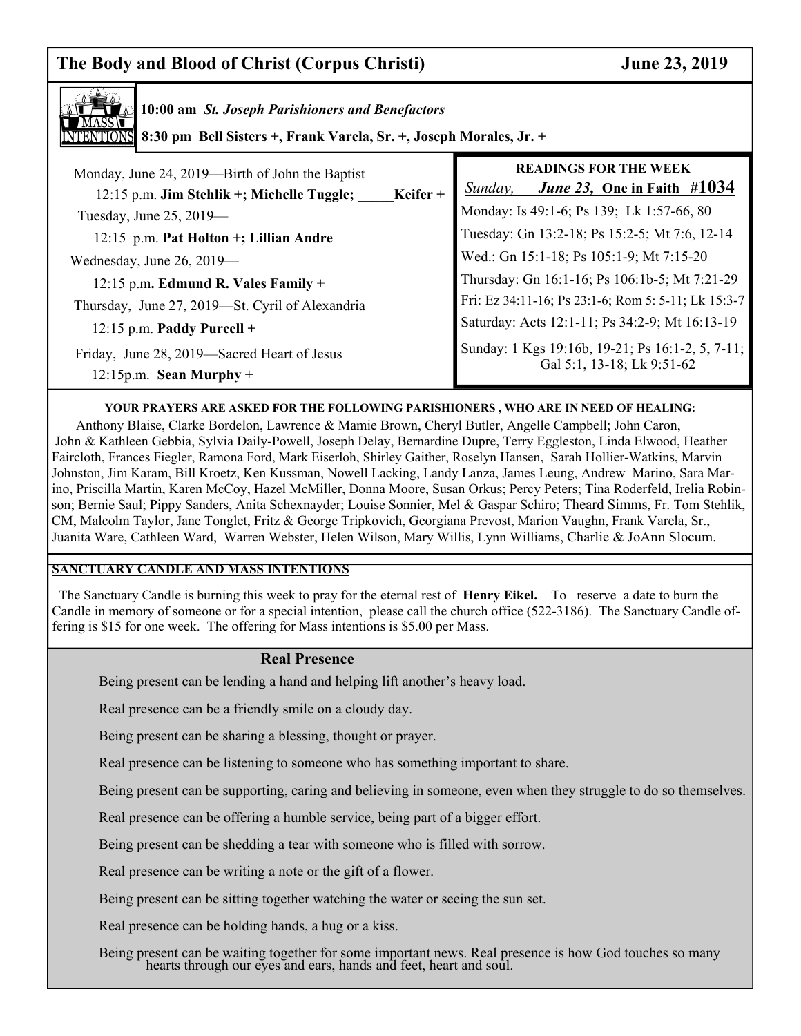# The Body and Blood of Christ (Corpus Christi) — June 23, 2019

**MASS INTENTIONS**

**10:00 am** ***St. Joseph Parishioners and Benefactors***

**8:30 pm Bell Sisters +, Frank Varela, Sr. +, Joseph Morales, Jr. +**

Monday, June 24, 2019—Birth of John the Baptist
12:15 p.m. **Jim Stehlik +; Michelle Tuggle; _____Keifer +**

Tuesday, June 25, 2019—
12:15 p.m. **Pat Holton +; Lillian Andre**

Wednesday, June 26, 2019—
12:15 p.m**. Edmund R. Vales Family** +

Thursday, June 27, 2019—St. Cyril of Alexandria
12:15 p.m. **Paddy Purcell +**

Friday, June 28, 2019—Sacred Heart of Jesus
12:15p.m. **Sean Murphy +**

**READINGS FOR THE WEEK**

*Sunday,* ***June 23,*** **One in Faith #1034**

Monday: Is 49:1-6; Ps 139; Lk 1:57-66, 80

Tuesday: Gn 13:2-18; Ps 15:2-5; Mt 7:6, 12-14

Wed.: Gn 15:1-18; Ps 105:1-9; Mt 7:15-20

Thursday: Gn 16:1-16; Ps 106:1b-5; Mt 7:21-29

Fri: Ez 34:11-16; Ps 23:1-6; Rom 5: 5-11; Lk 15:3-7

Saturday: Acts 12:1-11; Ps 34:2-9; Mt 16:13-19

Sunday: 1 Kgs 19:16b, 19-21; Ps 16:1-2, 5, 7-11; Gal 5:1, 13-18; Lk 9:51-62

**YOUR PRAYERS ARE ASKED FOR THE FOLLOWING PARISHIONERS , WHO ARE IN NEED OF HEALING:**

Anthony Blaise, Clarke Bordelon, Lawrence & Mamie Brown, Cheryl Butler, Angelle Campbell; John Caron, John & Kathleen Gebbia, Sylvia Daily-Powell, Joseph Delay, Bernardine Dupre, Terry Eggleston, Linda Elwood, Heather Faircloth, Frances Fiegler, Ramona Ford, Mark Eiserloh, Shirley Gaither, Roselyn Hansen, Sarah Hollier-Watkins, Marvin Johnston, Jim Karam, Bill Kroetz, Ken Kussman, Nowell Lacking, Landy Lanza, James Leung, Andrew Marino, Sara Marino, Priscilla Martin, Karen McCoy, Hazel McMiller, Donna Moore, Susan Orkus; Percy Peters; Tina Roderfeld, Irelia Robinson; Bernie Saul; Pippy Sanders, Anita Schexnayder; Louise Sonnier, Mel & Gaspar Schiro; Theard Simms, Fr. Tom Stehlik, CM, Malcolm Taylor, Jane Tonglet, Fritz & George Tripkovich, Georgiana Prevost, Marion Vaughn, Frank Varela, Sr., Juanita Ware, Cathleen Ward, Warren Webster, Helen Wilson, Mary Willis, Lynn Williams, Charlie & JoAnn Slocum.

**SANCTUARY CANDLE AND MASS INTENTIONS**

The Sanctuary Candle is burning this week to pray for the eternal rest of **Henry Eikel.** To reserve a date to burn the Candle in memory of someone or for a special intention, please call the church office (522-3186). The Sanctuary Candle offering is $15 for one week. The offering for Mass intentions is $5.00 per Mass.

## Real Presence

Being present can be lending a hand and helping lift another's heavy load.

Real presence can be a friendly smile on a cloudy day.

Being present can be sharing a blessing, thought or prayer.

Real presence can be listening to someone who has something important to share.

Being present can be supporting, caring and believing in someone, even when they struggle to do so themselves.

Real presence can be offering a humble service, being part of a bigger effort.

Being present can be shedding a tear with someone who is filled with sorrow.

Real presence can be writing a note or the gift of a flower.

Being present can be sitting together watching the water or seeing the sun set.

Real presence can be holding hands, a hug or a kiss.

Being present can be waiting together for some important news. Real presence is how God touches so many hearts through our eyes and ears, hands and feet, heart and soul.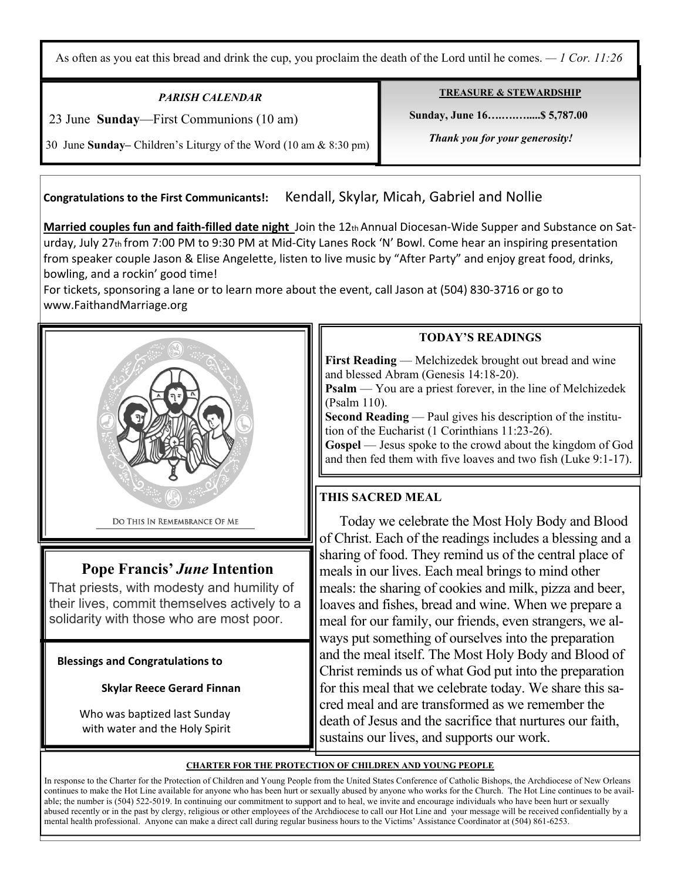As often as you eat this bread and drink the cup, you proclaim the death of the Lord until he comes. — *1 Cor. 11:26*

***PARISH CALENDAR***

23 June **Sunday**—First Communions (10 am)

30 June **Sunday–** Children's Liturgy of the Word (10 am & 8:30 pm)

**TREASURE & STEWARDSHIP**

**Sunday, June 16…….…….....$ 5,787.00**

***Thank you for your generosity!***

**Congratulations to the First Communicants!:** Kendall, Skylar, Micah, Gabriel and Nollie

**Married couples fun and faith-filled date night** Join the 12th Annual Diocesan-Wide Supper and Substance on Saturday, July 27th from 7:00 PM to 9:30 PM at Mid-City Lanes Rock 'N' Bowl. Come hear an inspiring presentation from speaker couple Jason & Elise Angelette, listen to live music by "After Party" and enjoy great food, drinks, bowling, and a rockin' good time!

For tickets, sponsoring a lane or to learn more about the event, call Jason at (504) 830-3716 or go to www.FaithandMarriage.org

DO THIS IN REMEMBRANCE OF ME

## Pope Francis' *June* Intention

That priests, with modesty and humility of their lives, commit themselves actively to a solidarity with those who are most poor.

**Blessings and Congratulations to**

**Skylar Reece Gerard Finnan**

Who was baptized last Sunday with water and the Holy Spirit

**TODAY'S READINGS**

**First Reading** — Melchizedek brought out bread and wine and blessed Abram (Genesis 14:18-20).
**Psalm** — You are a priest forever, in the line of Melchizedek (Psalm 110).
**Second Reading** — Paul gives his description of the institution of the Eucharist (1 Corinthians 11:23-26).
**Gospel** — Jesus spoke to the crowd about the kingdom of God and then fed them with five loaves and two fish (Luke 9:1-17).

**THIS SACRED MEAL**

Today we celebrate the Most Holy Body and Blood of Christ. Each of the readings includes a blessing and a sharing of food. They remind us of the central place of meals in our lives. Each meal brings to mind other meals: the sharing of cookies and milk, pizza and beer, loaves and fishes, bread and wine. When we prepare a meal for our family, our friends, even strangers, we always put something of ourselves into the preparation and the meal itself. The Most Holy Body and Blood of Christ reminds us of what God put into the preparation for this meal that we celebrate today. We share this sacred meal and are transformed as we remember the death of Jesus and the sacrifice that nurtures our faith, sustains our lives, and supports our work.

**CHARTER FOR THE PROTECTION OF CHILDREN AND YOUNG PEOPLE**

In response to the Charter for the Protection of Children and Young People from the United States Conference of Catholic Bishops, the Archdiocese of New Orleans continues to make the Hot Line available for anyone who has been hurt or sexually abused by anyone who works for the Church. The Hot Line continues to be available; the number is (504) 522-5019. In continuing our commitment to support and to heal, we invite and encourage individuals who have been hurt or sexually abused recently or in the past by clergy, religious or other employees of the Archdiocese to call our Hot Line and your message will be received confidentially by a mental health professional. Anyone can make a direct call during regular business hours to the Victims' Assistance Coordinator at (504) 861-6253.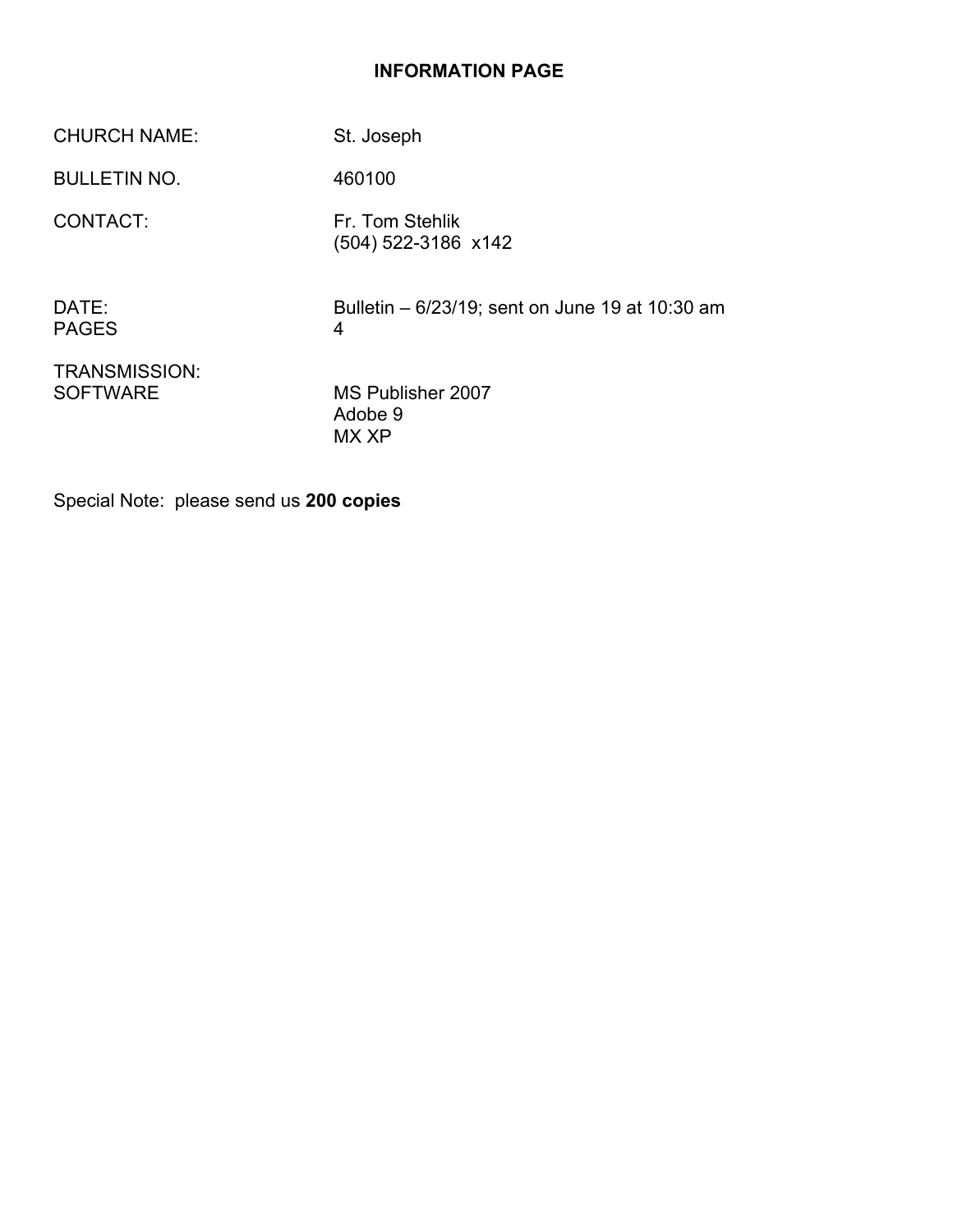# INFORMATION PAGE

| | |
|---|---|
| CHURCH NAME: | St. Joseph |
| BULLETIN NO. | 460100 |
| CONTACT: | Fr. Tom Stehlik<br>(504) 522-3186 x142 |
| DATE:<br>PAGES | Bulletin – 6/23/19; sent on June 19 at 10:30 am<br>4 |
| TRANSMISSION:<br>SOFTWARE | MS Publisher 2007<br>Adobe 9<br>MX XP |

Special Note: please send us **200 copies**